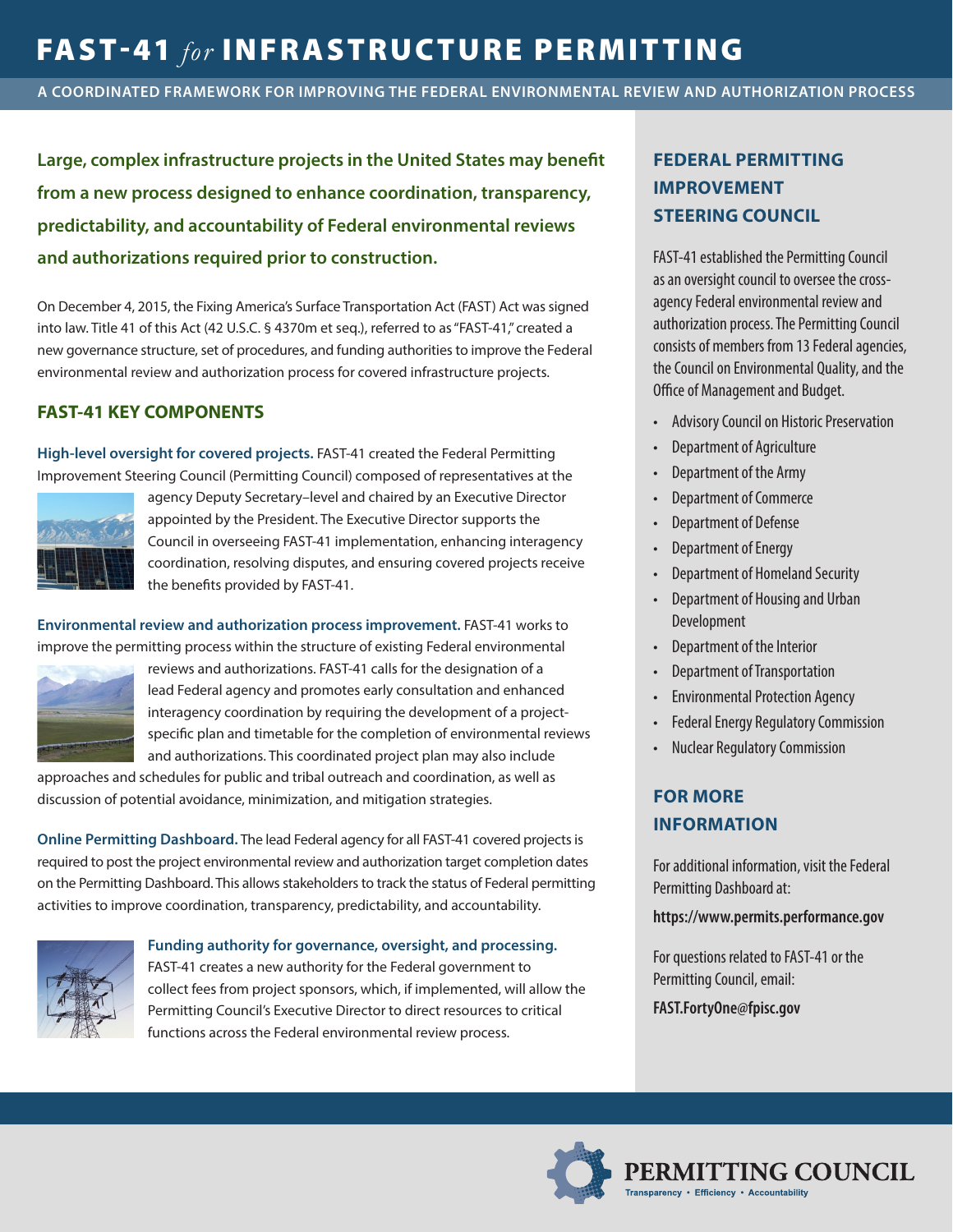# FAST-41 *for* INFRASTRUCTURE PERMITTING

**A COORDINATED FRAMEWORK FOR IMPROVING THE FEDERAL ENVIRONMENTAL REVIEW AND AUTHORIZATION PROCESS**

**Large, complex infrastructure projects in the United States may benefit from a new process designed to enhance coordination, transparency, predictability, and accountability of Federal environmental reviews and authorizations required prior to construction.**

On December 4, 2015, the Fixing America's Surface Transportation Act (FAST) Act was signed into law. Title 41 of this Act (42 U.S.C. § 4370m et seq.), referred to as "FAST-41," created a new governance structure, set of procedures, and funding authorities to improve the Federal environmental review and authorization process for covered infrastructure projects.

## FAST-41 KEY COMPONENTS

**High-level oversight for covered projects.** FAST-41 created the Federal Permitting Improvement Steering Council (Permitting Council) composed of representatives at the agency Deputy Secretary–level and chaired by an Executive Director appointed by the President. The Executive Director supports the Council in overseeing FAST-41 implementation, enhancing interagency coordination, resolving disputes, and ensuring covered projects receive the benefits provided by FAST-41.

**Environmental review and authorization process improvement.** FAST-41 works to improve the permitting process within the structure of existing Federal environmental reviews and authorizations. FAST-41 calls for the designation of a lead Federal agency and promotes early consultation and enhanced interagency coordination by requiring the development of a project-specific plan and timetable for the completion of environmental reviews and authorizations. This coordinated project plan may also include approaches and schedules for public and tribal outreach and coordination, as well as discussion of potential avoidance, minimization, and mitigation strategies.

**Online Permitting Dashboard.** The lead Federal agency for all FAST-41 covered projects is required to post the project environmental review and authorization target completion dates on the Permitting Dashboard. This allows stakeholders to track the status of Federal permitting activities to improve coordination, transparency, predictability, and accountability.

**Funding authority for governance, oversight, and processing.** FAST-41 creates a new authority for the Federal government to collect fees from project sponsors, which, if implemented, will allow the Permitting Council's Executive Director to direct resources to critical functions across the Federal environmental review process.

## FEDERAL PERMITTING IMPROVEMENT STEERING COUNCIL

FAST-41 established the Permitting Council as an oversight council to oversee the cross-agency Federal environmental review and authorization process. The Permitting Council consists of members from 13 Federal agencies, the Council on Environmental Quality, and the Office of Management and Budget.

- Advisory Council on Historic Preservation
- Department of Agriculture
- Department of the Army
- Department of Commerce
- Department of Defense
- Department of Energy
- Department of Homeland Security
- Department of Housing and Urban Development
- Department of the Interior
- Department of Transportation
- Environmental Protection Agency
- Federal Energy Regulatory Commission
- Nuclear Regulatory Commission

## FOR MORE INFORMATION

For additional information, visit the Federal Permitting Dashboard at:

**https://www.permits.performance.gov**

For questions related to FAST-41 or the Permitting Council, email:

**FAST.FortyOne@fpisc.gov**

**PERMITTING COUNCIL**
Transparency • Efficiency • Accountability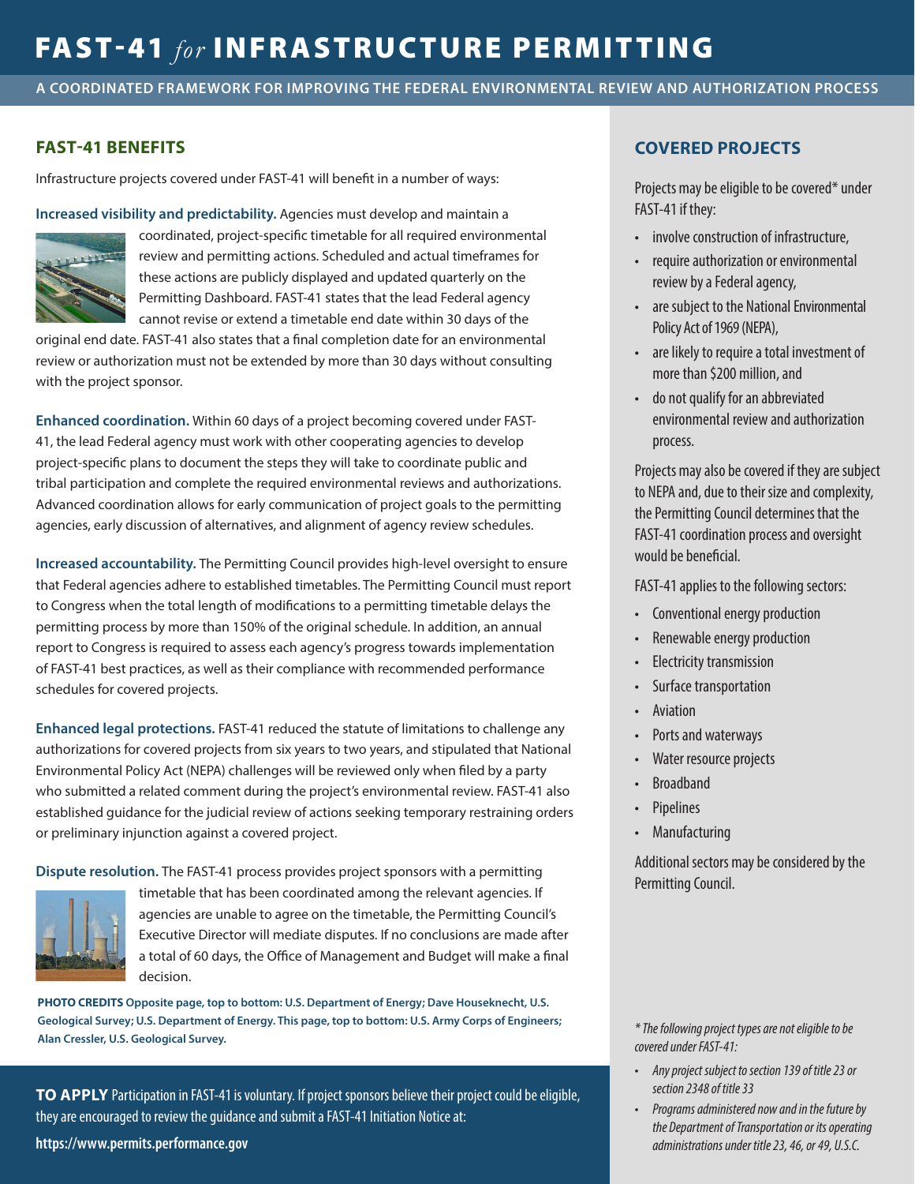# FAST-41 *for* INFRASTRUCTURE PERMITTING

**A COORDINATED FRAMEWORK FOR IMPROVING THE FEDERAL ENVIRONMENTAL REVIEW AND AUTHORIZATION PROCESS**

## FAST-41 BENEFITS

Infrastructure projects covered under FAST-41 will benefit in a number of ways:

**Increased visibility and predictability.** Agencies must develop and maintain a coordinated, project-specific timetable for all required environmental review and permitting actions. Scheduled and actual timeframes for these actions are publicly displayed and updated quarterly on the Permitting Dashboard. FAST-41 states that the lead Federal agency cannot revise or extend a timetable end date within 30 days of the original end date. FAST-41 also states that a final completion date for an environmental review or authorization must not be extended by more than 30 days without consulting with the project sponsor.

**Enhanced coordination.** Within 60 days of a project becoming covered under FAST-41, the lead Federal agency must work with other cooperating agencies to develop project-specific plans to document the steps they will take to coordinate public and tribal participation and complete the required environmental reviews and authorizations. Advanced coordination allows for early communication of project goals to the permitting agencies, early discussion of alternatives, and alignment of agency review schedules.

**Increased accountability.** The Permitting Council provides high-level oversight to ensure that Federal agencies adhere to established timetables. The Permitting Council must report to Congress when the total length of modifications to a permitting timetable delays the permitting process by more than 150% of the original schedule. In addition, an annual report to Congress is required to assess each agency's progress towards implementation of FAST-41 best practices, as well as their compliance with recommended performance schedules for covered projects.

**Enhanced legal protections.** FAST-41 reduced the statute of limitations to challenge any authorizations for covered projects from six years to two years, and stipulated that National Environmental Policy Act (NEPA) challenges will be reviewed only when filed by a party who submitted a related comment during the project's environmental review. FAST-41 also established guidance for the judicial review of actions seeking temporary restraining orders or preliminary injunction against a covered project.

**Dispute resolution.** The FAST-41 process provides project sponsors with a permitting timetable that has been coordinated among the relevant agencies. If agencies are unable to agree on the timetable, the Permitting Council's Executive Director will mediate disputes. If no conclusions are made after a total of 60 days, the Office of Management and Budget will make a final decision.

**PHOTO CREDITS** Opposite page, top to bottom: U.S. Department of Energy; Dave Houseknecht, U.S. Geological Survey; U.S. Department of Energy. This page, top to bottom: U.S. Army Corps of Engineers; Alan Cressler, U.S. Geological Survey.

## COVERED PROJECTS

Projects may be eligible to be covered* under FAST-41 if they:

- involve construction of infrastructure,
- require authorization or environmental review by a Federal agency,
- are subject to the National Environmental Policy Act of 1969 (NEPA),
- are likely to require a total investment of more than $200 million, and
- do not qualify for an abbreviated environmental review and authorization process.

Projects may also be covered if they are subject to NEPA and, due to their size and complexity, the Permitting Council determines that the FAST-41 coordination process and oversight would be beneficial.

FAST-41 applies to the following sectors:

- Conventional energy production
- Renewable energy production
- Electricity transmission
- Surface transportation
- Aviation
- Ports and waterways
- Water resource projects
- Broadband
- Pipelines
- Manufacturing

Additional sectors may be considered by the Permitting Council.

*\* The following project types are not eligible to be covered under FAST-41:*

- *Any project subject to section 139 of title 23 or section 2348 of title 33*
- *Programs administered now and in the future by the Department of Transportation or its operating administrations under title 23, 46, or 49, U.S.C.*

**TO APPLY** Participation in FAST-41 is voluntary. If project sponsors believe their project could be eligible, they are encouraged to review the guidance and submit a FAST-41 Initiation Notice at:

**https://www.permits.performance.gov**